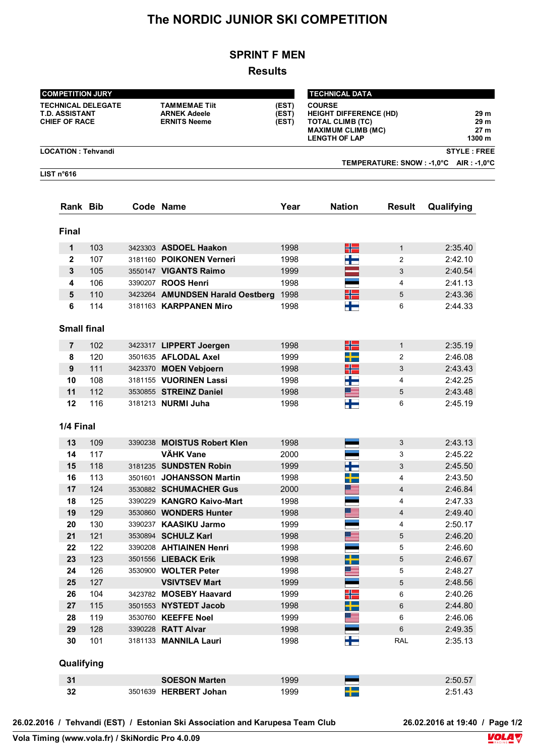# The NORDIC JUNIOR SKI COMPETITION

## SPRINT F MEN

## Results

| COMPETITION JURY | | |
|---|---|---|
| TECHNICAL DELEGATE | TAMMEMAE Tiit | (EST) |
| T.D. ASSISTANT | ARNEK Adeele | (EST) |
| CHIEF OF RACE | ERNITS Neeme | (EST) |

| TECHNICAL DATA | |
|---|---|
| COURSE | |
| HEIGHT DIFFERENCE (HD) | 29 m |
| TOTAL CLIMB (TC) | 29 m |
| MAXIMUM CLIMB (MC) | 27 m |
| LENGTH OF LAP | 1300 m |

**LOCATION : Tehvandi** — **STYLE : FREE**

**TEMPERATURE: SNOW : -1,0°C AIR : -1,0°C**

**LIST n°616**

| Rank | Bib | Code | Name | Year | Nation | Result | Qualifying |
|---|---|---|---|---|---|---|---|
| **Final** | | | | | | | |
| 1 | 103 | 3423303 | ASDOEL Haakon | 1998 | | 1 | 2:35.40 |
| 2 | 107 | 3181160 | POIKONEN Verneri | 1998 | | 2 | 2:42.10 |
| 3 | 105 | 3550147 | VIGANTS Raimo | 1999 | | 3 | 2:40.54 |
| 4 | 106 | 3390207 | ROOS Henri | 1998 | | 4 | 2:41.13 |
| 5 | 110 | 3423264 | AMUNDSEN Harald Oestberg | 1998 | | 5 | 2:43.36 |
| 6 | 114 | 3181163 | KARPPANEN Miro | 1998 | | 6 | 2:44.33 |
| **Small final** | | | | | | | |
| 7 | 102 | 3423317 | LIPPERT Joergen | 1998 | | 1 | 2:35.19 |
| 8 | 120 | 3501635 | AFLODAL Axel | 1999 | | 2 | 2:46.08 |
| 9 | 111 | 3423370 | MOEN Vebjoern | 1998 | | 3 | 2:43.43 |
| 10 | 108 | 3181155 | VUORINEN Lassi | 1998 | | 4 | 2:42.25 |
| 11 | 112 | 3530855 | STREINZ Daniel | 1998 | | 5 | 2:43.48 |
| 12 | 116 | 3181213 | NURMI Juha | 1998 | | 6 | 2:45.19 |
| **1/4 Final** | | | | | | | |
| 13 | 109 | 3390238 | MOISTUS Robert Klen | 1998 | | 3 | 2:43.13 |
| 14 | 117 | | VÄHK Vane | 2000 | | 3 | 2:45.22 |
| 15 | 118 | 3181235 | SUNDSTEN Robin | 1999 | | 3 | 2:45.50 |
| 16 | 113 | 3501601 | JOHANSSON Martin | 1998 | | 4 | 2:43.50 |
| 17 | 124 | 3530882 | SCHUMACHER Gus | 2000 | | 4 | 2:46.84 |
| 18 | 125 | 3390229 | KANGRO Kaivo-Mart | 1998 | | 4 | 2:47.33 |
| 19 | 129 | 3530860 | WONDERS Hunter | 1998 | | 4 | 2:49.40 |
| 20 | 130 | 3390237 | KAASIKU Jarmo | 1999 | | 4 | 2:50.17 |
| 21 | 121 | 3530894 | SCHULZ Karl | 1998 | | 5 | 2:46.20 |
| 22 | 122 | 3390208 | AHTIAINEN Henri | 1998 | | 5 | 2:46.60 |
| 23 | 123 | 3501556 | LIEBACK Erik | 1998 | | 5 | 2:46.67 |
| 24 | 126 | 3530900 | WOLTER Peter | 1998 | | 5 | 2:48.27 |
| 25 | 127 | | VSIVTSEV Mart | 1999 | | 5 | 2:48.56 |
| 26 | 104 | 3423782 | MOSEBY Haavard | 1999 | | 6 | 2:40.26 |
| 27 | 115 | 3501553 | NYSTEDT Jacob | 1998 | | 6 | 2:44.80 |
| 28 | 119 | 3530760 | KEEFFE Noel | 1999 | | 6 | 2:46.06 |
| 29 | 128 | 3390228 | RATT Alvar | 1998 | | 6 | 2:49.35 |
| 30 | 101 | 3181133 | MANNILA Lauri | 1998 | | RAL | 2:35.13 |
| **Qualifying** | | | | | | | |
| 31 | | | SOESON Marten | 1999 | | | 2:50.57 |
| 32 | | 3501639 | HERBERT Johan | 1999 | | | 2:51.43 |

26.02.2016 / Tehvandi (EST) / Estonian Ski Association and Karupesa Team Club — 26.02.2016 at 19:40

Vola Timing (www.vola.fr) / SkiNordic Pro 4.0.09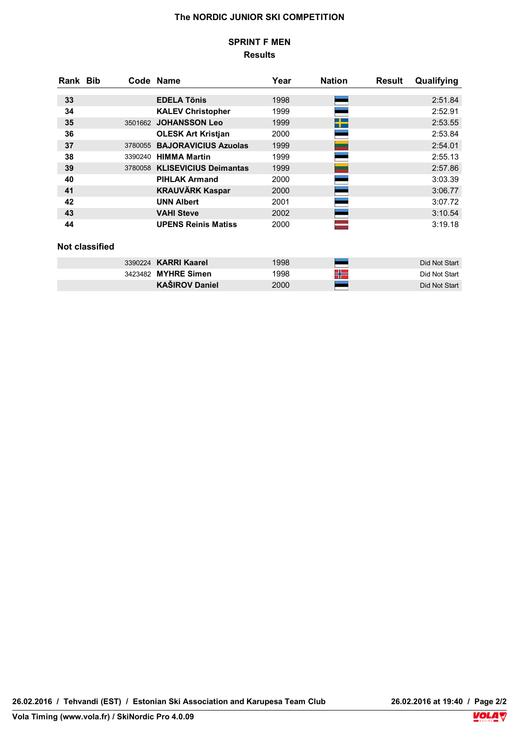# The NORDIC JUNIOR SKI COMPETITION

## SPRINT F MEN

## Results

| Rank | Bib | Code | Name | Year | Nation | Result | Qualifying |
|---|---|---|---|---|---|---|---|
| 33 | | | **EDELA Tõnis** | 1998 | | | 2:51.84 |
| 34 | | | **KALEV Christopher** | 1999 | | | 2:52.91 |
| 35 | | 3501662 | **JOHANSSON Leo** | 1999 | | | 2:53.55 |
| 36 | | | **OLESK Art Kristjan** | 2000 | | | 2:53.84 |
| 37 | | 3780055 | **BAJORAVICIUS Azuolas** | 1999 | | | 2:54.01 |
| 38 | | 3390240 | **HIMMA Martin** | 1999 | | | 2:55.13 |
| 39 | | 3780058 | **KLISEVICIUS Deimantas** | 1999 | | | 2:57.86 |
| 40 | | | **PIHLAK Armand** | 2000 | | | 3:03.39 |
| 41 | | | **KRAUVÄRK Kaspar** | 2000 | | | 3:06.77 |
| 42 | | | **UNN Albert** | 2001 | | | 3:07.72 |
| 43 | | | **VAHI Steve** | 2002 | | | 3:10.54 |
| 44 | | | **UPENS Reinis Matiss** | 2000 | | | 3:19.18 |

### Not classified

| Rank | Bib | Code | Name | Year | Nation | Result | Qualifying |
|---|---|---|---|---|---|---|---|
| | | 3390224 | **KARRI Kaarel** | 1998 | | | Did Not Start |
| | | 3423482 | **MYHRE Simen** | 1998 | | | Did Not Start |
| | | | **KAŠIROV Daniel** | 2000 | | | Did Not Start |

26.02.2016 / Tehvandi (EST) / Estonian Ski Association and Karupesa Team Club — 26.02.2016 at 19:40

Vola Timing (www.vola.fr) / SkiNordic Pro 4.0.09